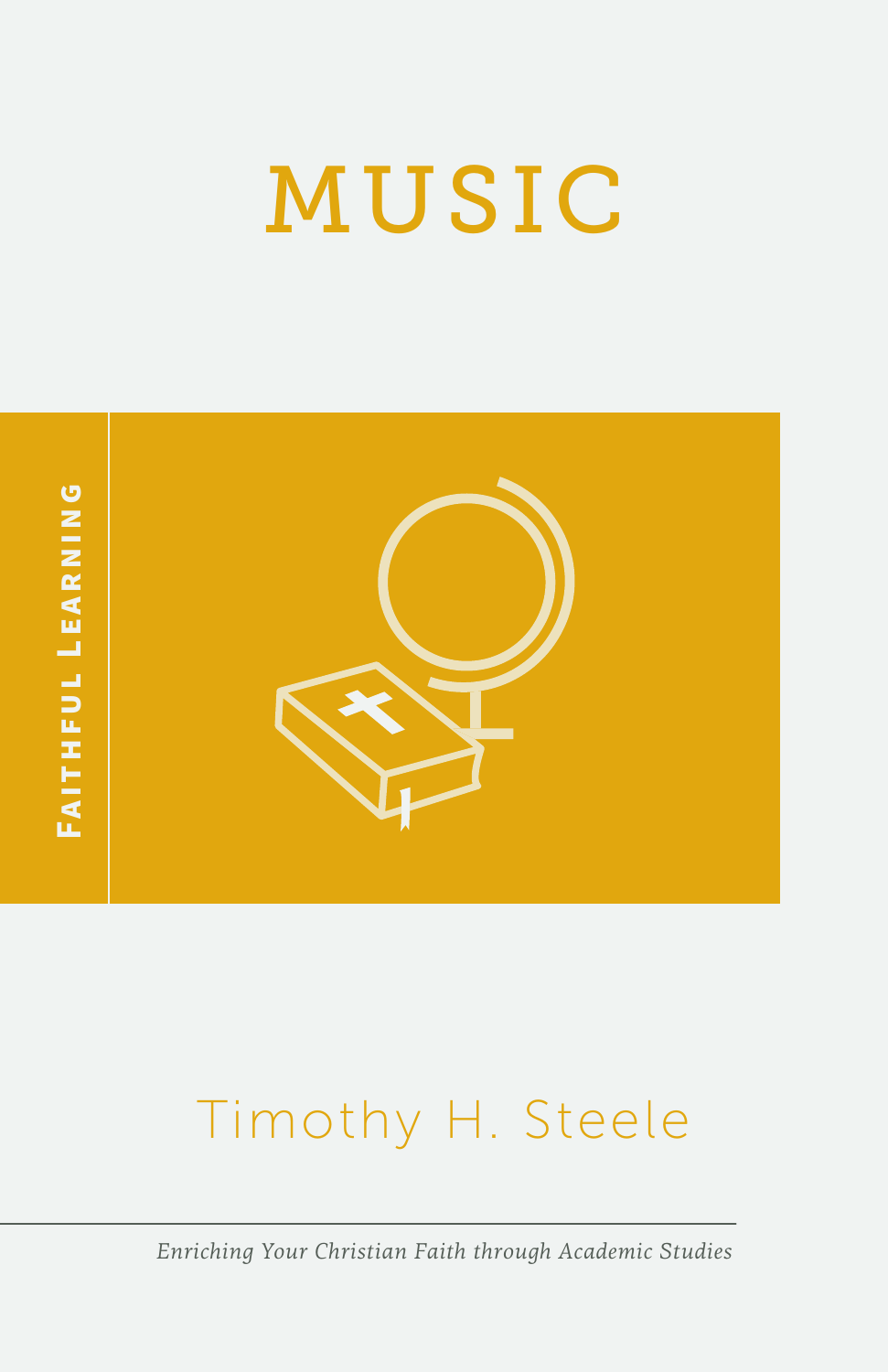# MUSIC

FAITHFUL LEARNING

Timothy H. Steele

*Enriching Your Christian Faith through Academic Studies*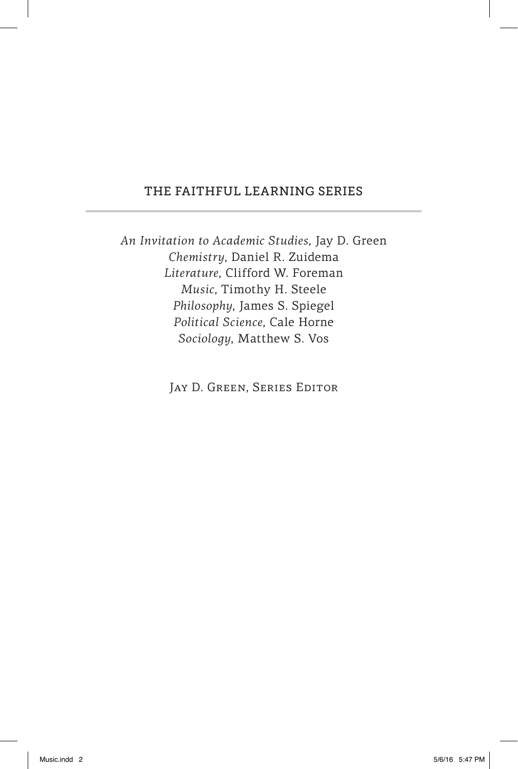## THE FAITHFUL LEARNING SERIES

*An Invitation to Academic Studies*, Jay D. Green
*Chemistry*, Daniel R. Zuidema
*Literature*, Clifford W. Foreman
*Music*, Timothy H. Steele
*Philosophy*, James S. Spiegel
*Political Science*, Cale Horne
*Sociology*, Matthew S. Vos

Jay D. Green, Series Editor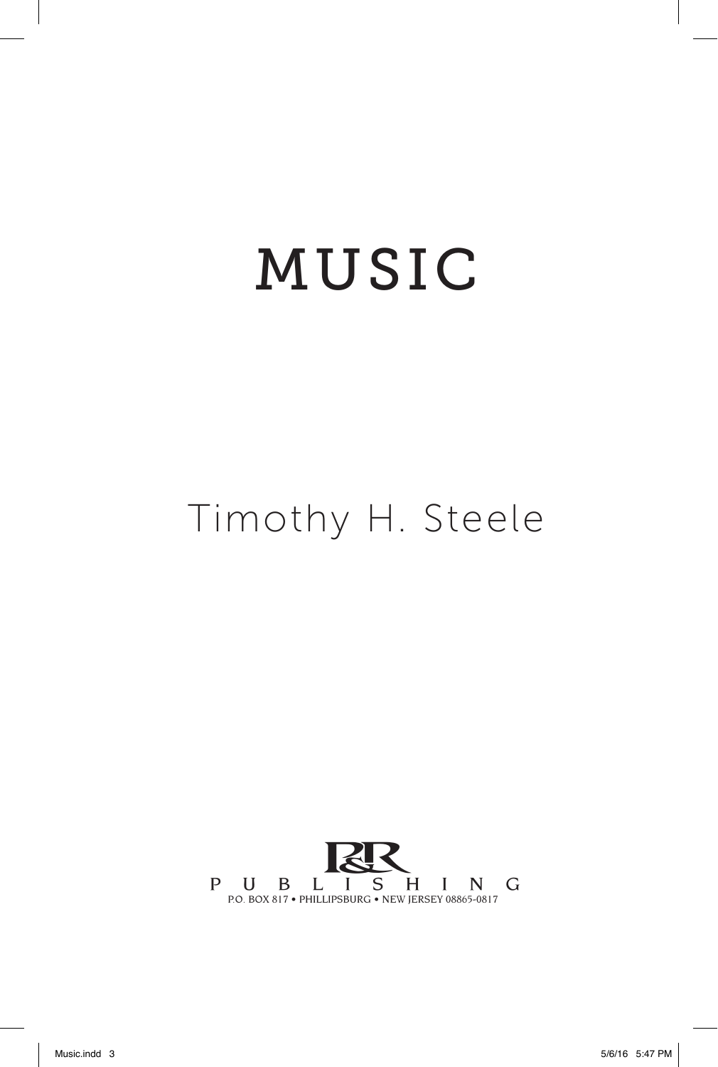# MUSIC

Timothy H. Steele

P&R PUBLISHING

P.O. BOX 817 • PHILLIPSBURG • NEW JERSEY 08865-0817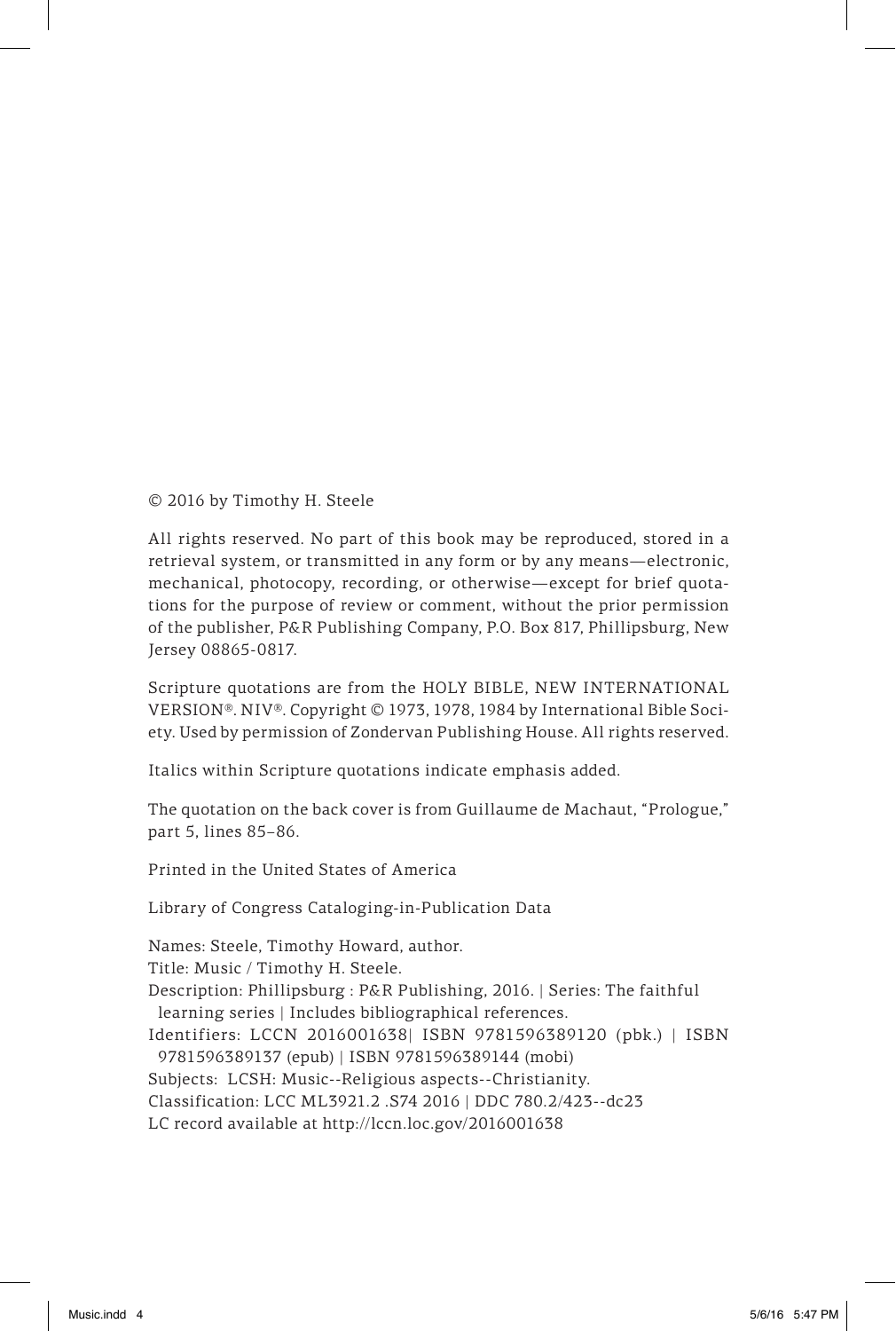© 2016 by Timothy H. Steele

All rights reserved. No part of this book may be reproduced, stored in a retrieval system, or transmitted in any form or by any means—electronic, mechanical, photocopy, recording, or otherwise—except for brief quotations for the purpose of review or comment, without the prior permission of the publisher, P&R Publishing Company, P.O. Box 817, Phillipsburg, New Jersey 08865-0817.

Scripture quotations are from the HOLY BIBLE, NEW INTERNATIONAL VERSION®. NIV®. Copyright © 1973, 1978, 1984 by International Bible Society. Used by permission of Zondervan Publishing House. All rights reserved.

Italics within Scripture quotations indicate emphasis added.

The quotation on the back cover is from Guillaume de Machaut, "Prologue," part 5, lines 85–86.

Printed in the United States of America

Library of Congress Cataloging-in-Publication Data

Names: Steele, Timothy Howard, author.
Title: Music / Timothy H. Steele.
Description: Phillipsburg : P&R Publishing, 2016. | Series: The faithful learning series | Includes bibliographical references.
Identifiers: LCCN 2016001638| ISBN 9781596389120 (pbk.) | ISBN 9781596389137 (epub) | ISBN 9781596389144 (mobi)
Subjects: LCSH: Music--Religious aspects--Christianity.
Classification: LCC ML3921.2 .S74 2016 | DDC 780.2/423--dc23
LC record available at http://lccn.loc.gov/2016001638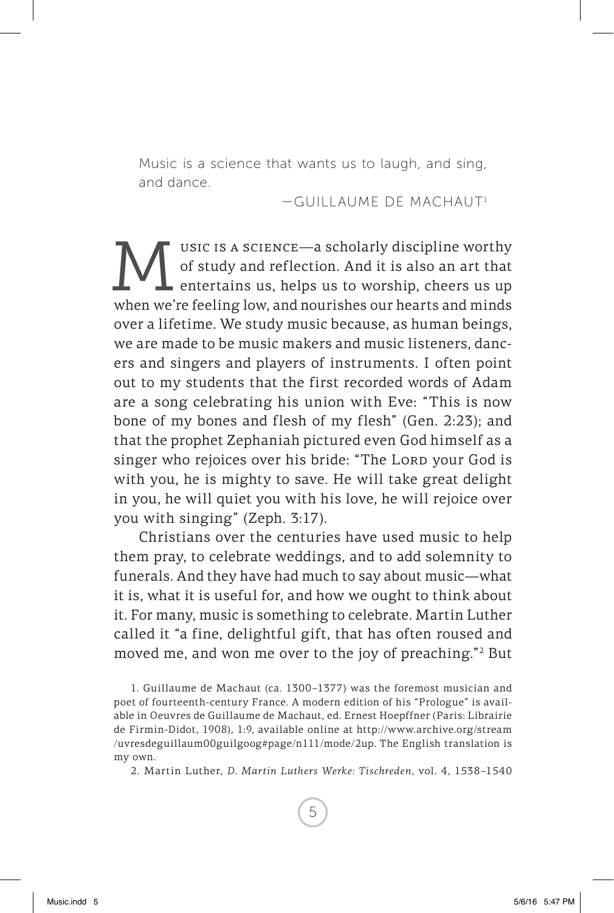> Music is a science that wants us to laugh, and sing, and dance.
>
> —Guillaume de Machaut[1]

Music is a science—a scholarly discipline worthy of study and reflection. And it is also an art that entertains us, helps us to worship, cheers us up when we're feeling low, and nourishes our hearts and minds over a lifetime. We study music because, as human beings, we are made to be music makers and music listeners, dancers and singers and players of instruments. I often point out to my students that the first recorded words of Adam are a song celebrating his union with Eve: "This is now bone of my bones and flesh of my flesh" (Gen. 2:23); and that the prophet Zephaniah pictured even God himself as a singer who rejoices over his bride: "The Lord your God is with you, he is mighty to save. He will take great delight in you, he will quiet you with his love, he will rejoice over you with singing" (Zeph. 3:17).

Christians over the centuries have used music to help them pray, to celebrate weddings, and to add solemnity to funerals. And they have had much to say about music—what it is, what it is useful for, and how we ought to think about it. For many, music is something to celebrate. Martin Luther called it "a fine, delightful gift, that has often roused and moved me, and won me over to the joy of preaching."[2] But

1. Guillaume de Machaut (ca. 1300–1377) was the foremost musician and poet of fourteenth-century France. A modern edition of his "Prologue" is available in Oeuvres de Guillaume de Machaut, ed. Ernest Hoepffner (Paris: Librairie de Firmin-Didot, 1908), 1:9, available online at http://www.archive.org/stream/uvresdeguillaum00guilgoog#page/n111/mode/2up. The English translation is my own.

2. Martin Luther, *D. Martin Luthers Werke: Tischreden*, vol. 4, 1538–1540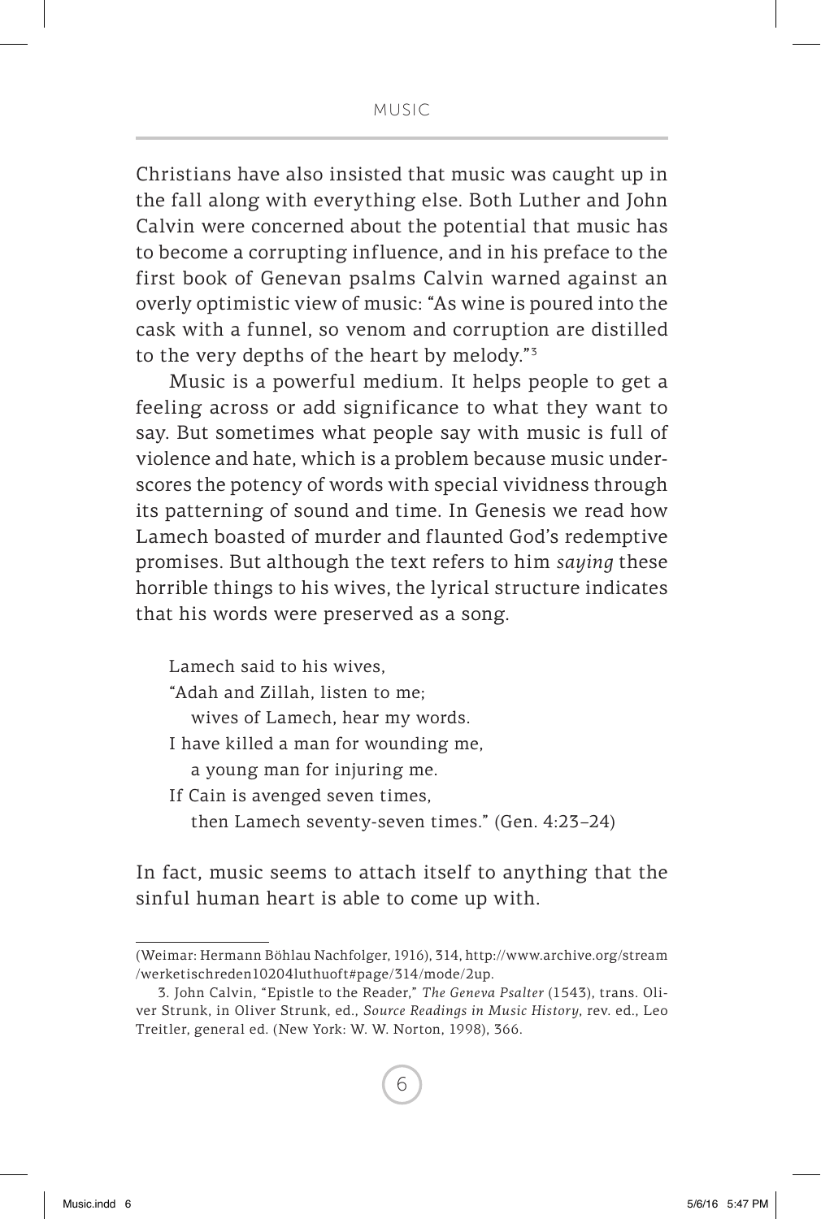Christians have also insisted that music was caught up in the fall along with everything else. Both Luther and John Calvin were concerned about the potential that music has to become a corrupting influence, and in his preface to the first book of Genevan psalms Calvin warned against an overly optimistic view of music: "As wine is poured into the cask with a funnel, so venom and corruption are distilled to the very depths of the heart by melody."[3]

Music is a powerful medium. It helps people to get a feeling across or add significance to what they want to say. But sometimes what people say with music is full of violence and hate, which is a problem because music underscores the potency of words with special vividness through its patterning of sound and time. In Genesis we read how Lamech boasted of murder and flaunted God's redemptive promises. But although the text refers to him *saying* these horrible things to his wives, the lyrical structure indicates that his words were preserved as a song.

> Lamech said to his wives,
> "Adah and Zillah, listen to me;
>   wives of Lamech, hear my words.
> I have killed a man for wounding me,
>   a young man for injuring me.
> If Cain is avenged seven times,
>   then Lamech seventy-seven times." (Gen. 4:23–24)

In fact, music seems to attach itself to anything that the sinful human heart is able to come up with.

---

(Weimar: Hermann Böhlau Nachfolger, 1916), 314, http://www.archive.org/stream/werketischreden10204luthuoft#page/314/mode/2up.

3. John Calvin, "Epistle to the Reader," *The Geneva Psalter* (1543), trans. Oliver Strunk, in Oliver Strunk, ed., *Source Readings in Music History*, rev. ed., Leo Treitler, general ed. (New York: W. W. Norton, 1998), 366.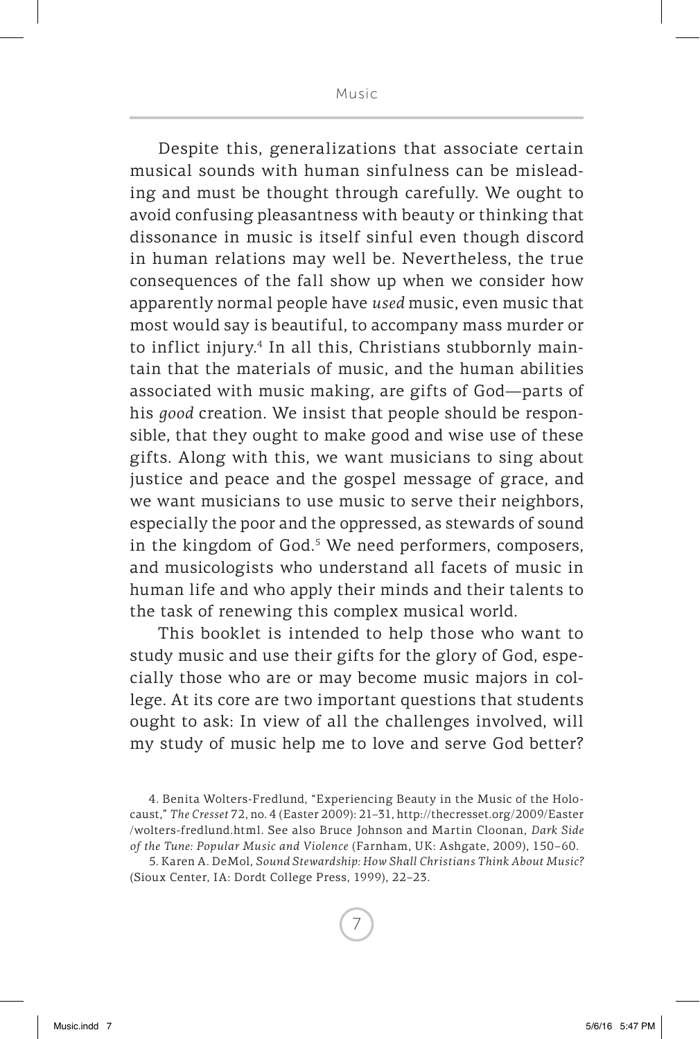Despite this, generalizations that associate certain musical sounds with human sinfulness can be misleading and must be thought through carefully. We ought to avoid confusing pleasantness with beauty or thinking that dissonance in music is itself sinful even though discord in human relations may well be. Nevertheless, the true consequences of the fall show up when we consider how apparently normal people have *used* music, even music that most would say is beautiful, to accompany mass murder or to inflict injury.[4] In all this, Christians stubbornly maintain that the materials of music, and the human abilities associated with music making, are gifts of God—parts of his *good* creation. We insist that people should be responsible, that they ought to make good and wise use of these gifts. Along with this, we want musicians to sing about justice and peace and the gospel message of grace, and we want musicians to use music to serve their neighbors, especially the poor and the oppressed, as stewards of sound in the kingdom of God.[5] We need performers, composers, and musicologists who understand all facets of music in human life and who apply their minds and their talents to the task of renewing this complex musical world.

This booklet is intended to help those who want to study music and use their gifts for the glory of God, especially those who are or may become music majors in college. At its core are two important questions that students ought to ask: In view of all the challenges involved, will my study of music help me to love and serve God better?

4. Benita Wolters-Fredlund, "Experiencing Beauty in the Music of the Holocaust," *The Cresset* 72, no. 4 (Easter 2009): 21–31, http://thecresset.org/2009/Easter/wolters-fredlund.html. See also Bruce Johnson and Martin Cloonan, *Dark Side of the Tune: Popular Music and Violence* (Farnham, UK: Ashgate, 2009), 150–60.

5. Karen A. DeMol, *Sound Stewardship: How Shall Christians Think About Music?* (Sioux Center, IA: Dordt College Press, 1999), 22–23.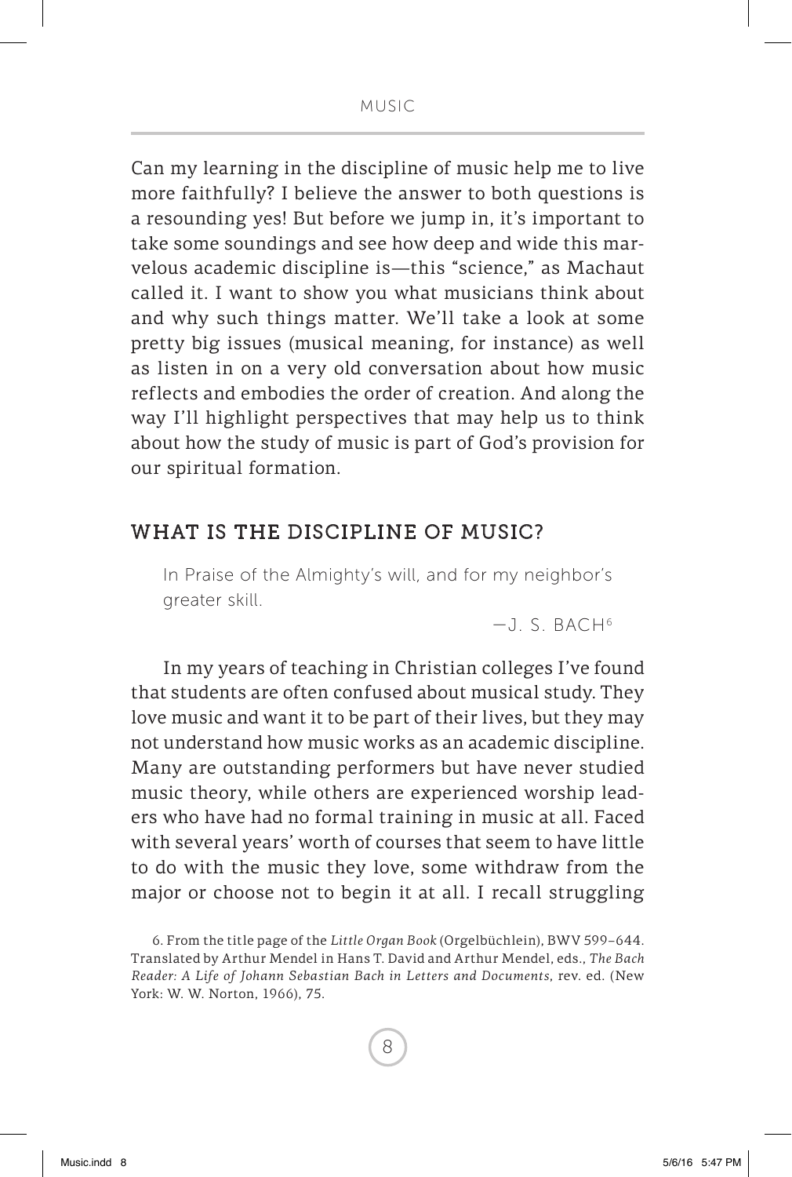Can my learning in the discipline of music help me to live more faithfully? I believe the answer to both questions is a resounding yes! But before we jump in, it's important to take some soundings and see how deep and wide this marvelous academic discipline is—this "science," as Machaut called it. I want to show you what musicians think about and why such things matter. We'll take a look at some pretty big issues (musical meaning, for instance) as well as listen in on a very old conversation about how music reflects and embodies the order of creation. And along the way I'll highlight perspectives that may help us to think about how the study of music is part of God's provision for our spiritual formation.

## WHAT IS THE DISCIPLINE OF MUSIC?

> In Praise of the Almighty's will, and for my neighbor's greater skill.
>
> —J. S. BACH[6]

In my years of teaching in Christian colleges I've found that students are often confused about musical study. They love music and want it to be part of their lives, but they may not understand how music works as an academic discipline. Many are outstanding performers but have never studied music theory, while others are experienced worship leaders who have had no formal training in music at all. Faced with several years' worth of courses that seem to have little to do with the music they love, some withdraw from the major or choose not to begin it at all. I recall struggling

6. From the title page of the *Little Organ Book* (Orgelbüchlein), BWV 599–644. Translated by Arthur Mendel in Hans T. David and Arthur Mendel, eds., *The Bach Reader: A Life of Johann Sebastian Bach in Letters and Documents*, rev. ed. (New York: W. W. Norton, 1966), 75.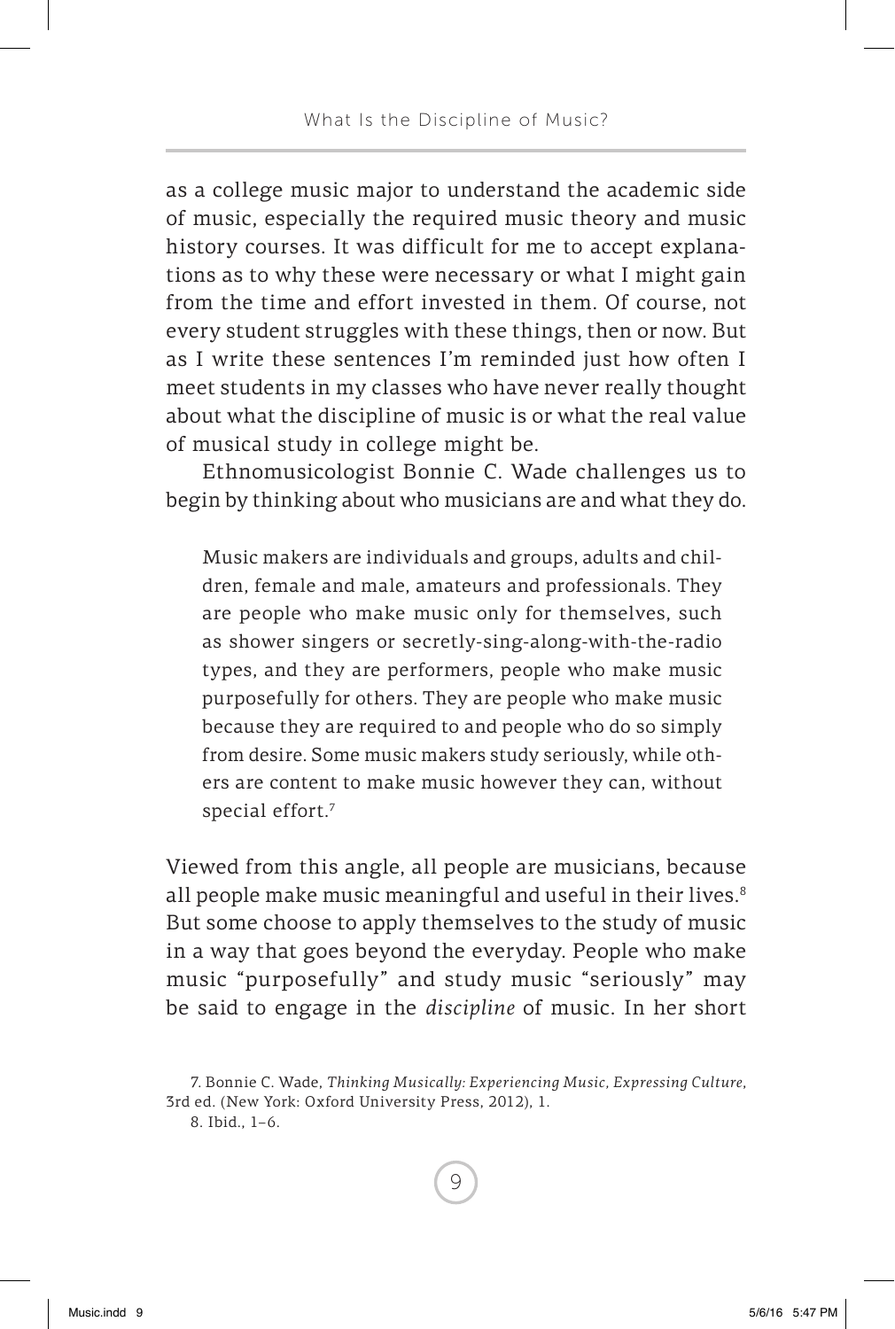as a college music major to understand the academic side of music, especially the required music theory and music history courses. It was difficult for me to accept explanations as to why these were necessary or what I might gain from the time and effort invested in them. Of course, not every student struggles with these things, then or now. But as I write these sentences I'm reminded just how often I meet students in my classes who have never really thought about what the discipline of music is or what the real value of musical study in college might be.

Ethnomusicologist Bonnie C. Wade challenges us to begin by thinking about who musicians are and what they do.

> Music makers are individuals and groups, adults and children, female and male, amateurs and professionals. They are people who make music only for themselves, such as shower singers or secretly-sing-along-with-the-radio types, and they are performers, people who make music purposefully for others. They are people who make music because they are required to and people who do so simply from desire. Some music makers study seriously, while others are content to make music however they can, without special effort.[7]

Viewed from this angle, all people are musicians, because all people make music meaningful and useful in their lives.[8] But some choose to apply themselves to the study of music in a way that goes beyond the everyday. People who make music "purposefully" and study music "seriously" may be said to engage in the *discipline* of music. In her short

7. Bonnie C. Wade, *Thinking Musically: Experiencing Music, Expressing Culture*, 3rd ed. (New York: Oxford University Press, 2012), 1.

8. Ibid., 1–6.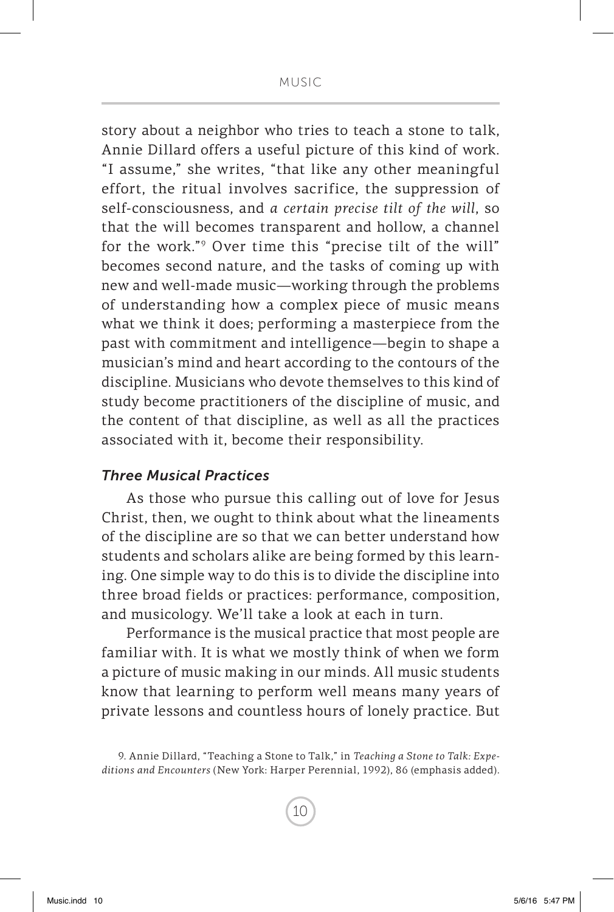story about a neighbor who tries to teach a stone to talk, Annie Dillard offers a useful picture of this kind of work. "I assume," she writes, "that like any other meaningful effort, the ritual involves sacrifice, the suppression of self-consciousness, and *a certain precise tilt of the will*, so that the will becomes transparent and hollow, a channel for the work."[9] Over time this "precise tilt of the will" becomes second nature, and the tasks of coming up with new and well-made music—working through the problems of understanding how a complex piece of music means what we think it does; performing a masterpiece from the past with commitment and intelligence—begin to shape a musician's mind and heart according to the contours of the discipline. Musicians who devote themselves to this kind of study become practitioners of the discipline of music, and the content of that discipline, as well as all the practices associated with it, become their responsibility.

### *Three Musical Practices*

As those who pursue this calling out of love for Jesus Christ, then, we ought to think about what the lineaments of the discipline are so that we can better understand how students and scholars alike are being formed by this learning. One simple way to do this is to divide the discipline into three broad fields or practices: performance, composition, and musicology. We'll take a look at each in turn.

Performance is the musical practice that most people are familiar with. It is what we mostly think of when we form a picture of music making in our minds. All music students know that learning to perform well means many years of private lessons and countless hours of lonely practice. But

9. Annie Dillard, "Teaching a Stone to Talk," in *Teaching a Stone to Talk: Expeditions and Encounters* (New York: Harper Perennial, 1992), 86 (emphasis added).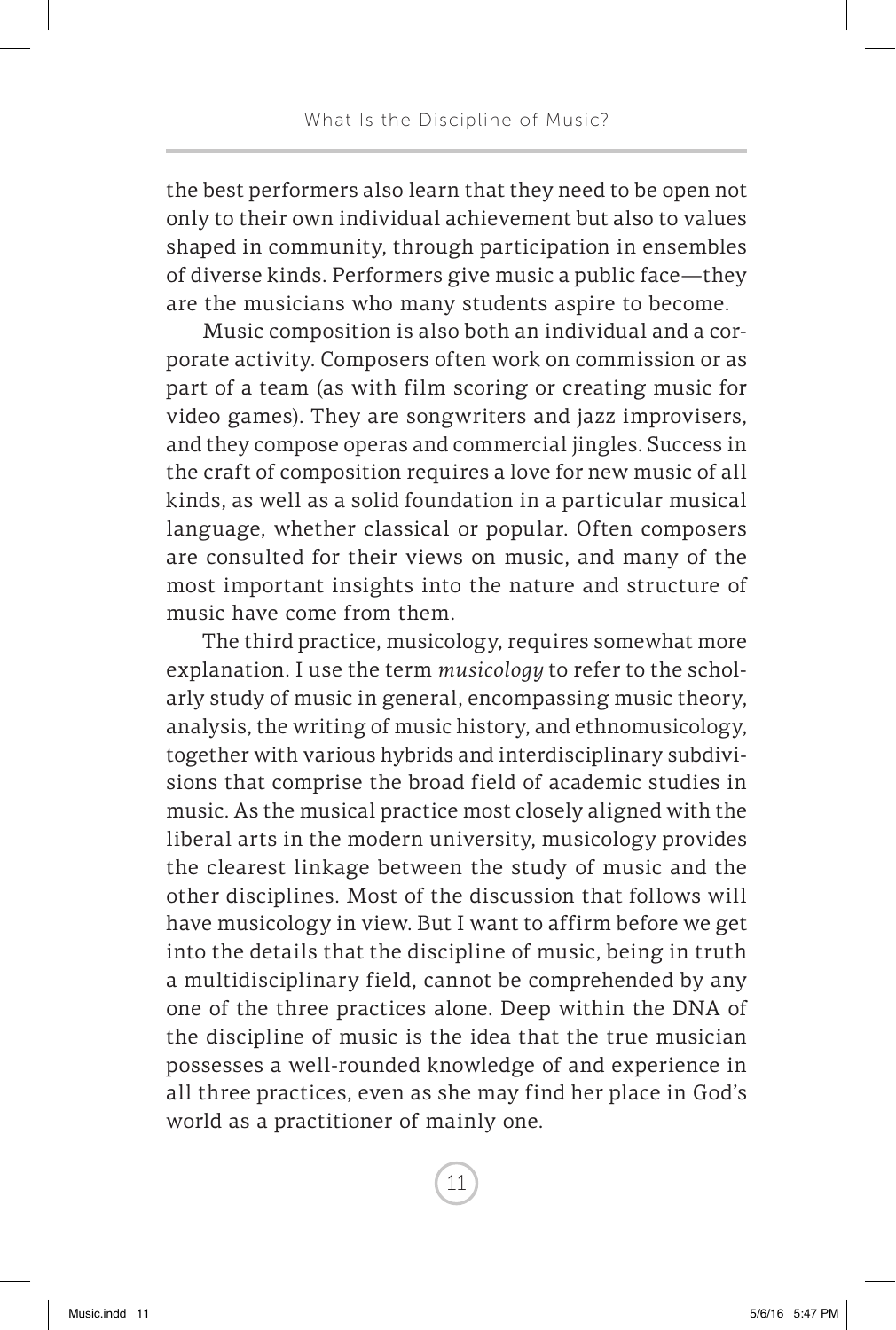the best performers also learn that they need to be open not only to their own individual achievement but also to values shaped in community, through participation in ensembles of diverse kinds. Performers give music a public face—they are the musicians who many students aspire to become.

Music composition is also both an individual and a corporate activity. Composers often work on commission or as part of a team (as with film scoring or creating music for video games). They are songwriters and jazz improvisers, and they compose operas and commercial jingles. Success in the craft of composition requires a love for new music of all kinds, as well as a solid foundation in a particular musical language, whether classical or popular. Often composers are consulted for their views on music, and many of the most important insights into the nature and structure of music have come from them.

The third practice, musicology, requires somewhat more explanation. I use the term *musicology* to refer to the scholarly study of music in general, encompassing music theory, analysis, the writing of music history, and ethnomusicology, together with various hybrids and interdisciplinary subdivisions that comprise the broad field of academic studies in music. As the musical practice most closely aligned with the liberal arts in the modern university, musicology provides the clearest linkage between the study of music and the other disciplines. Most of the discussion that follows will have musicology in view. But I want to affirm before we get into the details that the discipline of music, being in truth a multidisciplinary field, cannot be comprehended by any one of the three practices alone. Deep within the DNA of the discipline of music is the idea that the true musician possesses a well-rounded knowledge of and experience in all three practices, even as she may find her place in God's world as a practitioner of mainly one.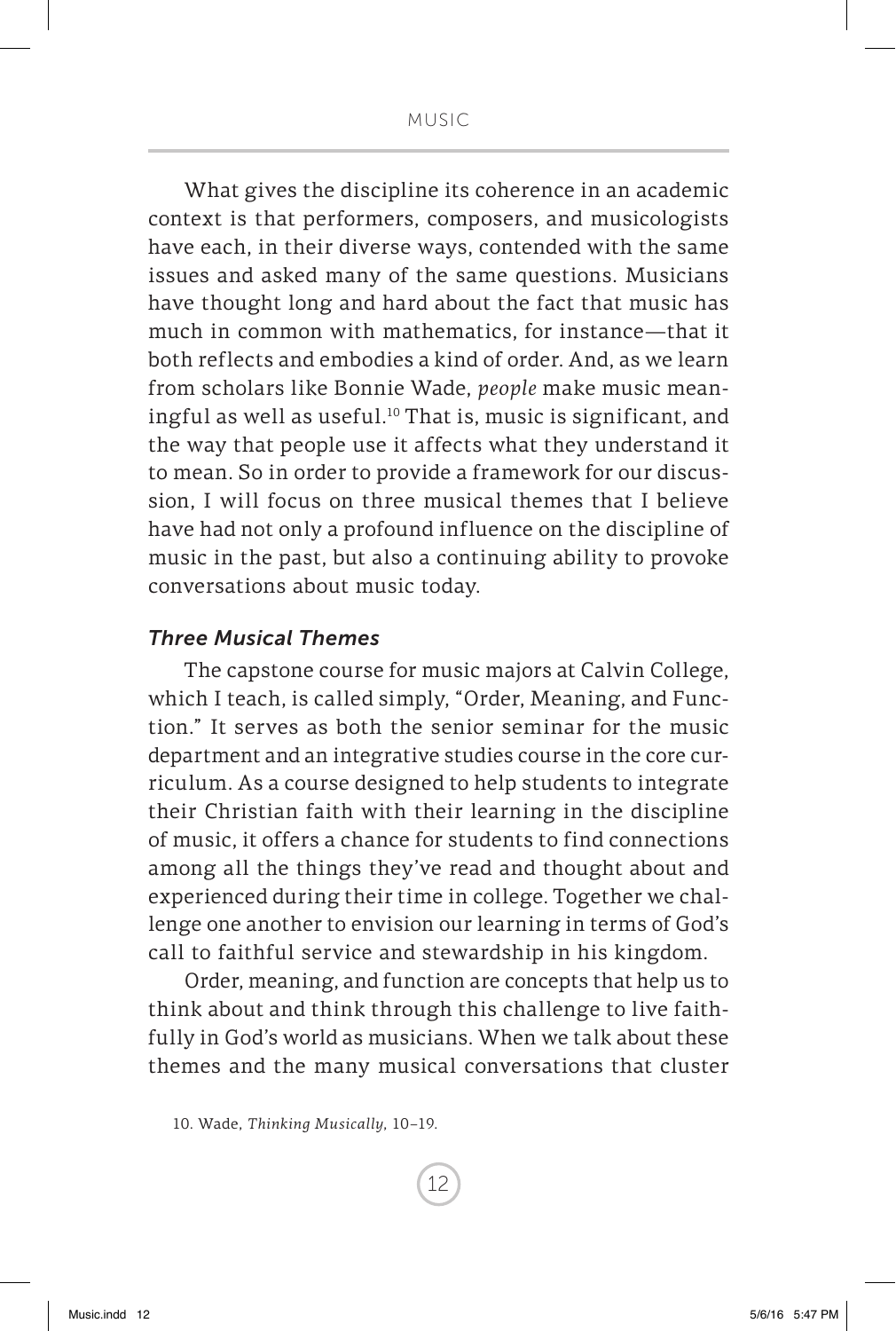What gives the discipline its coherence in an academic context is that performers, composers, and musicologists have each, in their diverse ways, contended with the same issues and asked many of the same questions. Musicians have thought long and hard about the fact that music has much in common with mathematics, for instance—that it both reflects and embodies a kind of order. And, as we learn from scholars like Bonnie Wade, *people* make music meaningful as well as useful.[10] That is, music is significant, and the way that people use it affects what they understand it to mean. So in order to provide a framework for our discussion, I will focus on three musical themes that I believe have had not only a profound influence on the discipline of music in the past, but also a continuing ability to provoke conversations about music today.

### *Three Musical Themes*

The capstone course for music majors at Calvin College, which I teach, is called simply, "Order, Meaning, and Function." It serves as both the senior seminar for the music department and an integrative studies course in the core curriculum. As a course designed to help students to integrate their Christian faith with their learning in the discipline of music, it offers a chance for students to find connections among all the things they've read and thought about and experienced during their time in college. Together we challenge one another to envision our learning in terms of God's call to faithful service and stewardship in his kingdom.

Order, meaning, and function are concepts that help us to think about and think through this challenge to live faithfully in God's world as musicians. When we talk about these themes and the many musical conversations that cluster

10. Wade, *Thinking Musically*, 10–19.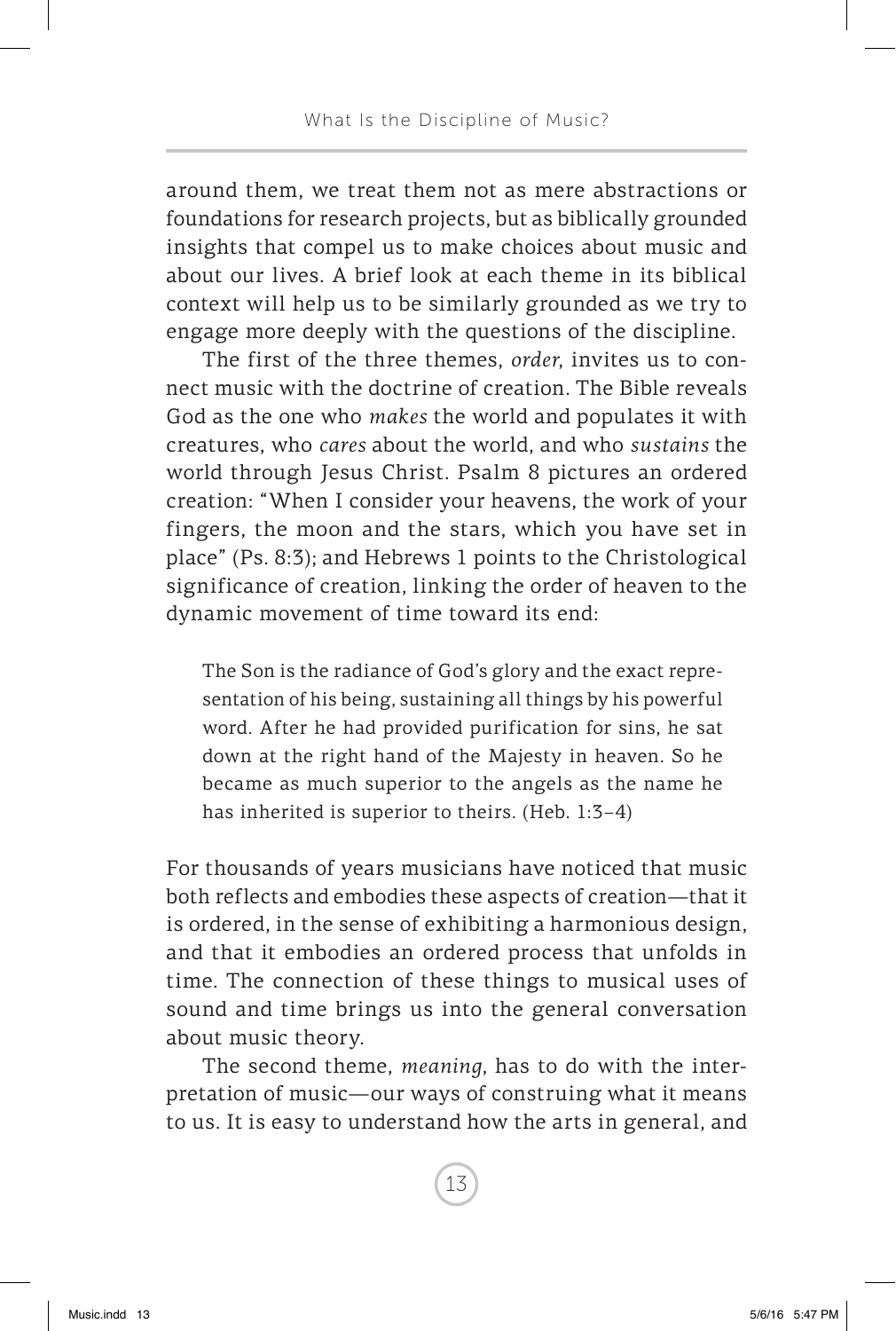around them, we treat them not as mere abstractions or foundations for research projects, but as biblically grounded insights that compel us to make choices about music and about our lives. A brief look at each theme in its biblical context will help us to be similarly grounded as we try to engage more deeply with the questions of the discipline.

The first of the three themes, *order*, invites us to connect music with the doctrine of creation. The Bible reveals God as the one who *makes* the world and populates it with creatures, who *cares* about the world, and who *sustains* the world through Jesus Christ. Psalm 8 pictures an ordered creation: "When I consider your heavens, the work of your fingers, the moon and the stars, which you have set in place" (Ps. 8:3); and Hebrews 1 points to the Christological significance of creation, linking the order of heaven to the dynamic movement of time toward its end:

> The Son is the radiance of God's glory and the exact representation of his being, sustaining all things by his powerful word. After he had provided purification for sins, he sat down at the right hand of the Majesty in heaven. So he became as much superior to the angels as the name he has inherited is superior to theirs. (Heb. 1:3–4)

For thousands of years musicians have noticed that music both reflects and embodies these aspects of creation—that it is ordered, in the sense of exhibiting a harmonious design, and that it embodies an ordered process that unfolds in time. The connection of these things to musical uses of sound and time brings us into the general conversation about music theory.

The second theme, *meaning*, has to do with the interpretation of music—our ways of construing what it means to us. It is easy to understand how the arts in general, and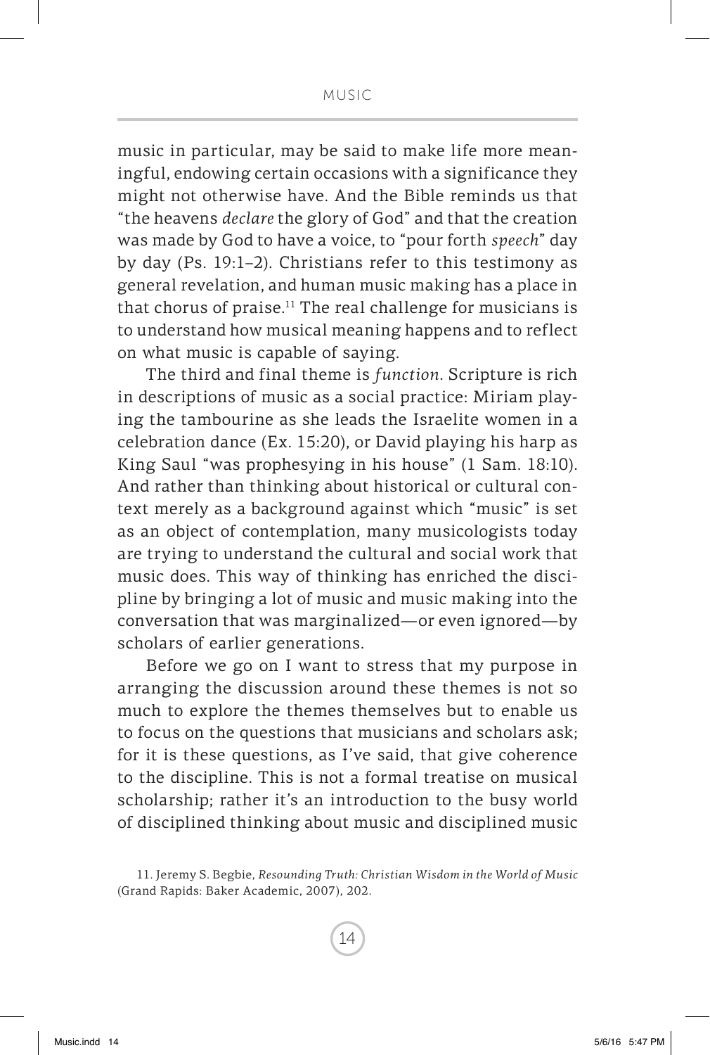music in particular, may be said to make life more meaningful, endowing certain occasions with a significance they might not otherwise have. And the Bible reminds us that "the heavens *declare* the glory of God" and that the creation was made by God to have a voice, to "pour forth *speech*" day by day (Ps. 19:1–2). Christians refer to this testimony as general revelation, and human music making has a place in that chorus of praise.[11] The real challenge for musicians is to understand how musical meaning happens and to reflect on what music is capable of saying.

The third and final theme is *function*. Scripture is rich in descriptions of music as a social practice: Miriam playing the tambourine as she leads the Israelite women in a celebration dance (Ex. 15:20), or David playing his harp as King Saul "was prophesying in his house" (1 Sam. 18:10). And rather than thinking about historical or cultural context merely as a background against which "music" is set as an object of contemplation, many musicologists today are trying to understand the cultural and social work that music does. This way of thinking has enriched the discipline by bringing a lot of music and music making into the conversation that was marginalized—or even ignored—by scholars of earlier generations.

Before we go on I want to stress that my purpose in arranging the discussion around these themes is not so much to explore the themes themselves but to enable us to focus on the questions that musicians and scholars ask; for it is these questions, as I've said, that give coherence to the discipline. This is not a formal treatise on musical scholarship; rather it's an introduction to the busy world of disciplined thinking about music and disciplined music

11. Jeremy S. Begbie, *Resounding Truth: Christian Wisdom in the World of Music* (Grand Rapids: Baker Academic, 2007), 202.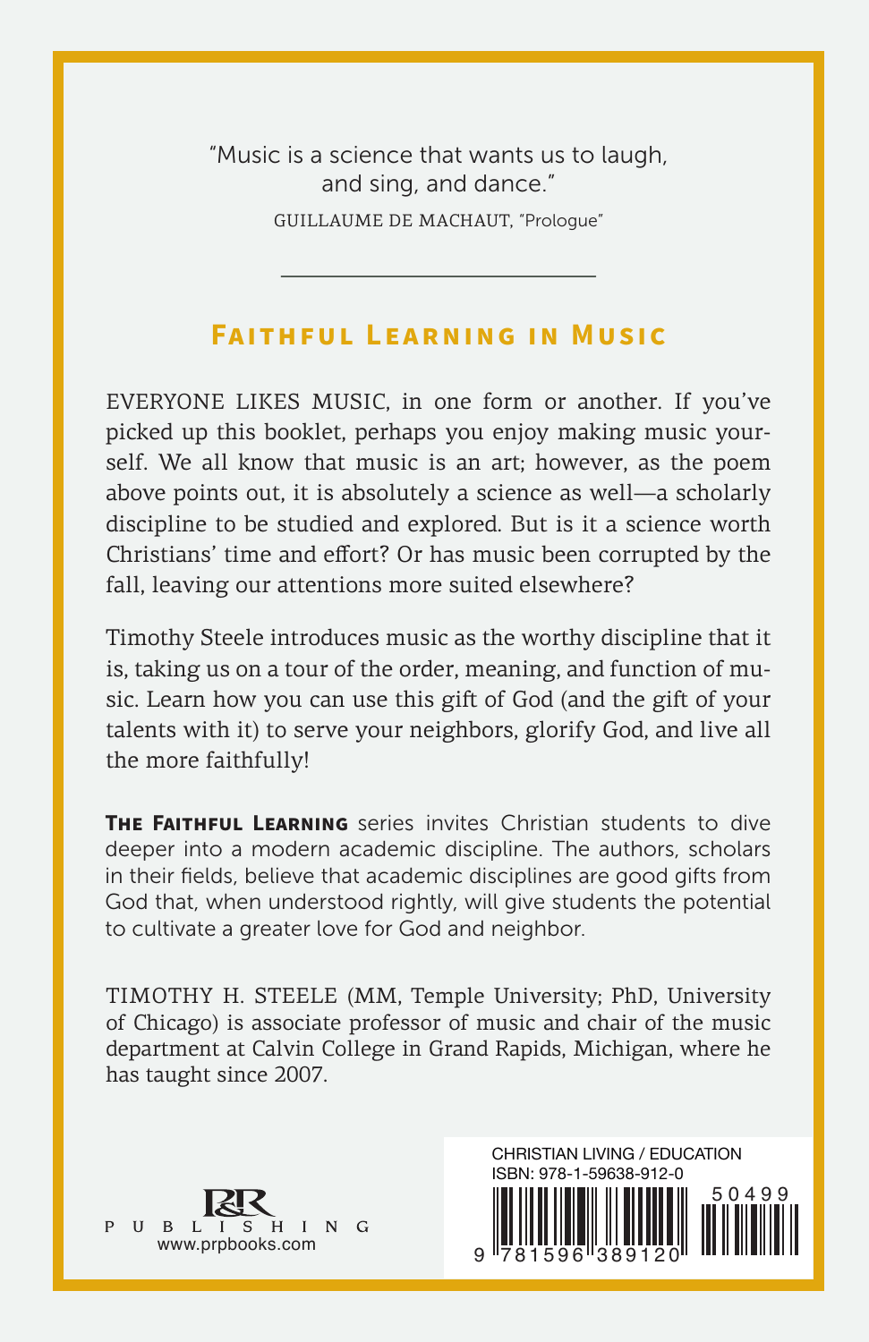"Music is a science that wants us to laugh, and sing, and dance."

GUILLAUME DE MACHAUT, "Prologue"

---

## Faithful Learning in Music

EVERYONE LIKES MUSIC, in one form or another. If you've picked up this booklet, perhaps you enjoy making music yourself. We all know that music is an art; however, as the poem above points out, it is absolutely a science as well—a scholarly discipline to be studied and explored. But is it a science worth Christians' time and effort? Or has music been corrupted by the fall, leaving our attentions more suited elsewhere?

Timothy Steele introduces music as the worthy discipline that it is, taking us on a tour of the order, meaning, and function of music. Learn how you can use this gift of God (and the gift of your talents with it) to serve your neighbors, glorify God, and live all the more faithfully!

**The Faithful Learning** series invites Christian students to dive deeper into a modern academic discipline. The authors, scholars in their fields, believe that academic disciplines are good gifts from God that, when understood rightly, will give students the potential to cultivate a greater love for God and neighbor.

TIMOTHY H. STEELE (MM, Temple University; PhD, University of Chicago) is associate professor of music and chair of the music department at Calvin College in Grand Rapids, Michigan, where he has taught since 2007.

P&R PUBLISHING
www.prpbooks.com

CHRISTIAN LIVING / EDUCATION
ISBN: 978-1-59638-912-0

50499

9 781596 389120